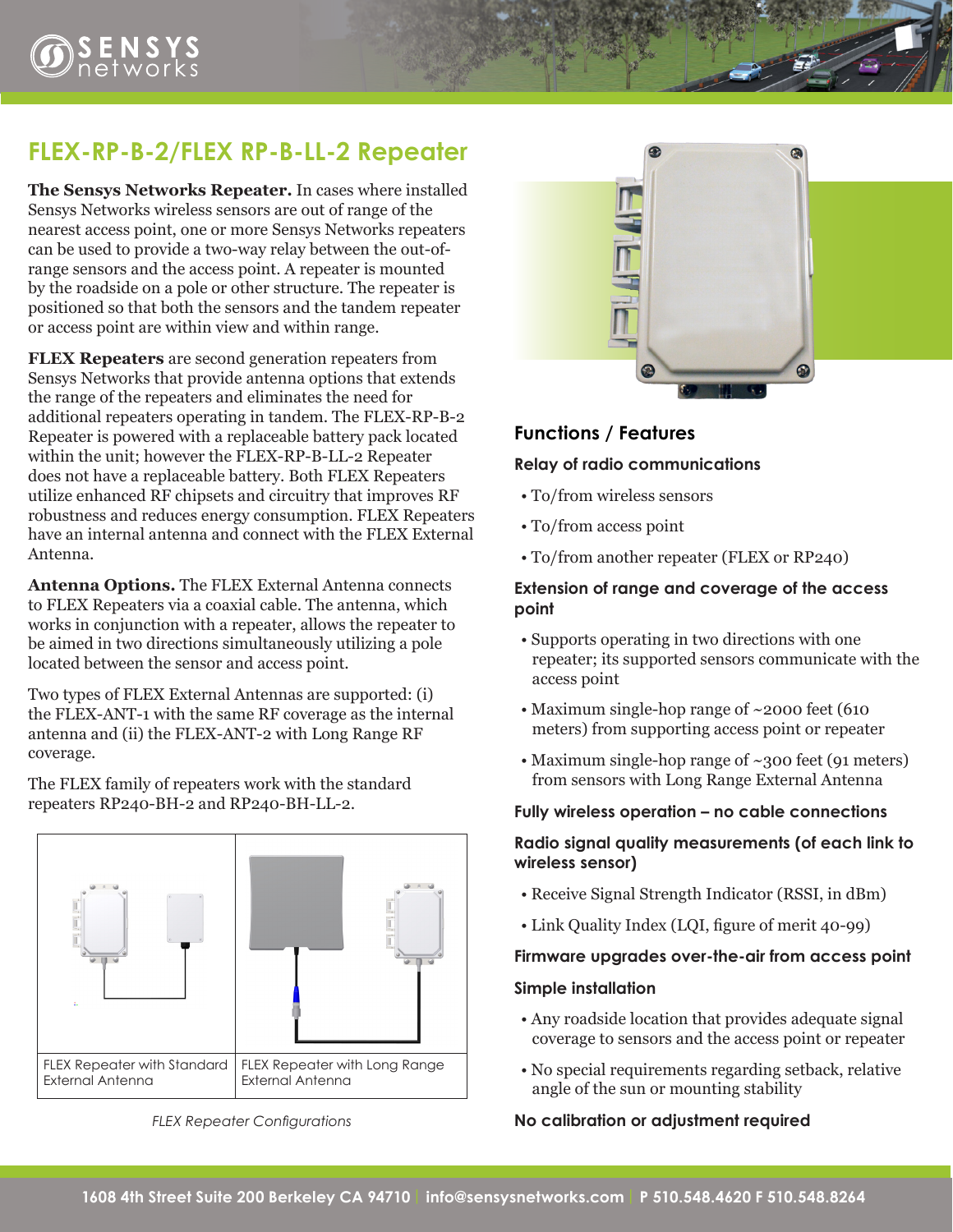# FLEX-RP-B-2/FLEX RP-B-LL-2 Repeater

**The Sensys Networks Repeater.** In cases where installed Sensys Networks wireless sensors are out of range of the nearest access point, one or more Sensys Networks repeaters can be used to provide a two-way relay between the out-of-range sensors and the access point. A repeater is mounted by the roadside on a pole or other structure. The repeater is positioned so that both the sensors and the tandem repeater or access point are within view and within range.

**FLEX Repeaters** are second generation repeaters from Sensys Networks that provide antenna options that extends the range of the repeaters and eliminates the need for additional repeaters operating in tandem. The FLEX-RP-B-2 Repeater is powered with a replaceable battery pack located within the unit; however the FLEX-RP-B-LL-2 Repeater does not have a replaceable battery. Both FLEX Repeaters utilize enhanced RF chipsets and circuitry that improves RF robustness and reduces energy consumption. FLEX Repeaters have an internal antenna and connect with the FLEX External Antenna.

**Antenna Options.** The FLEX External Antenna connects to FLEX Repeaters via a coaxial cable. The antenna, which works in conjunction with a repeater, allows the repeater to be aimed in two directions simultaneously utilizing a pole located between the sensor and access point.

Two types of FLEX External Antennas are supported: (i) the FLEX-ANT-1 with the same RF coverage as the internal antenna and (ii) the FLEX-ANT-2 with Long Range RF coverage.

The FLEX family of repeaters work with the standard repeaters RP240-BH-2 and RP240-BH-LL-2.

| FLEX Repeater with Standard External Antenna | FLEX Repeater with Long Range External Antenna |
| --- | --- |

*FLEX Repeater Configurations*

## Functions / Features

### Relay of radio communications

- To/from wireless sensors
- To/from access point
- To/from another repeater (FLEX or RP240)

### Extension of range and coverage of the access point

- Supports operating in two directions with one repeater; its supported sensors communicate with the access point
- Maximum single-hop range of ~2000 feet (610 meters) from supporting access point or repeater
- Maximum single-hop range of ~300 feet (91 meters) from sensors with Long Range External Antenna

### Fully wireless operation – no cable connections

### Radio signal quality measurements (of each link to wireless sensor)

- Receive Signal Strength Indicator (RSSI, in dBm)
- Link Quality Index (LQI, figure of merit 40-99)

### Firmware upgrades over-the-air from access point

### Simple installation

- Any roadside location that provides adequate signal coverage to sensors and the access point or repeater
- No special requirements regarding setback, relative angle of the sun or mounting stability

### No calibration or adjustment required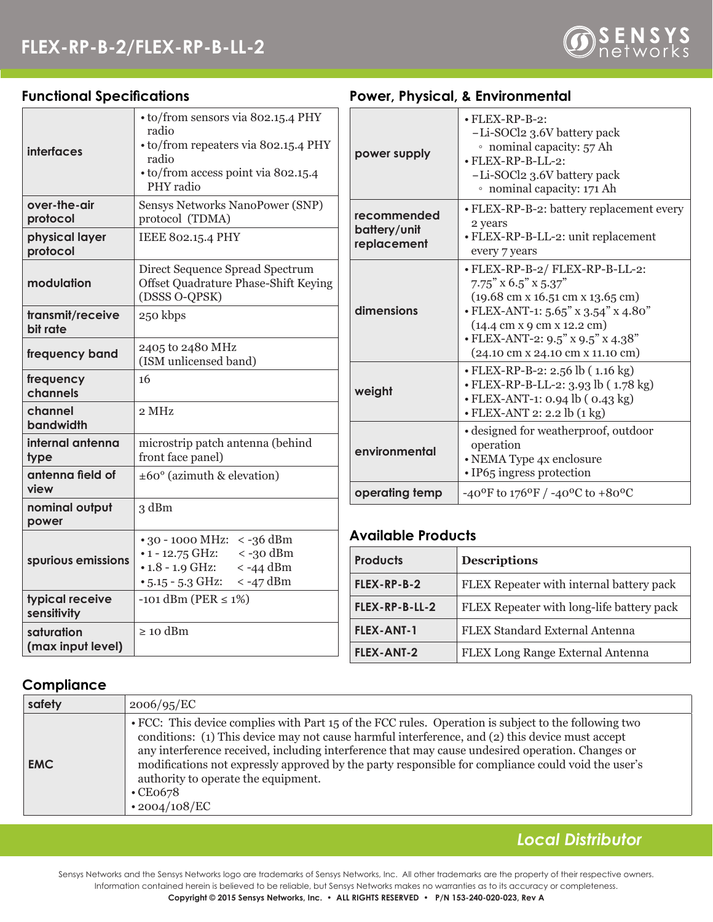# FLEX-RP-B-2/FLEX-RP-B-LL-2

## Functional Specifications

| | |
|---|---|
| **interfaces** | • to/from sensors via 802.15.4 PHY radio<br>• to/from repeaters via 802.15.4 PHY radio<br>• to/from access point via 802.15.4 PHY radio |
| **over-the-air protocol** | Sensys Networks NanoPower (SNP) protocol (TDMA) |
| **physical layer protocol** | IEEE 802.15.4 PHY |
| **modulation** | Direct Sequence Spread Spectrum Offset Quadrature Phase-Shift Keying (DSSS O-QPSK) |
| **transmit/receive bit rate** | 250 kbps |
| **frequency band** | 2405 to 2480 MHz (ISM unlicensed band) |
| **frequency channels** | 16 |
| **channel bandwidth** | 2 MHz |
| **internal antenna type** | microstrip patch antenna (behind front face panel) |
| **antenna field of view** | ±60° (azimuth & elevation) |
| **nominal output power** | 3 dBm |
| **spurious emissions** | • 30 - 1000 MHz: < -36 dBm<br>• 1 - 12.75 GHz: < -30 dBm<br>• 1.8 - 1.9 GHz: < -44 dBm<br>• 5.15 - 5.3 GHz: < -47 dBm |
| **typical receive sensitivity** | -101 dBm (PER ≤ 1%) |
| **saturation (max input level)** | ≥ 10 dBm |

## Power, Physical, & Environmental

| | |
|---|---|
| **power supply** | • FLEX-RP-B-2:<br>–Li-SOCl2 3.6V battery pack<br>◦ nominal capacity: 57 Ah<br>• FLEX-RP-B-LL-2:<br>–Li-SOCl2 3.6V battery pack<br>◦ nominal capacity: 171 Ah |
| **recommended battery/unit replacement** | • FLEX-RP-B-2: battery replacement every 2 years<br>• FLEX-RP-B-LL-2: unit replacement every 7 years |
| **dimensions** | • FLEX-RP-B-2/ FLEX-RP-B-LL-2: 7.75" x 6.5" x 5.37" (19.68 cm x 16.51 cm x 13.65 cm)<br>• FLEX-ANT-1: 5.65" x 3.54" x 4.80" (14.4 cm x 9 cm x 12.2 cm)<br>• FLEX-ANT-2: 9.5" x 9.5" x 4.38" (24.10 cm x 24.10 cm x 11.10 cm) |
| **weight** | • FLEX-RP-B-2: 2.56 lb ( 1.16 kg)<br>• FLEX-RP-B-LL-2: 3.93 lb ( 1.78 kg)<br>• FLEX-ANT-1: 0.94 lb ( 0.43 kg)<br>• FLEX-ANT 2: 2.2 lb (1 kg) |
| **environmental** | • designed for weatherproof, outdoor operation<br>• NEMA Type 4x enclosure<br>• IP65 ingress protection |
| **operating temp** | -40ºF to 176ºF / -40ºC to +80ºC |

## Available Products

| Products | Descriptions |
|---|---|
| **FLEX-RP-B-2** | FLEX Repeater with internal battery pack |
| **FLEX-RP-B-LL-2** | FLEX Repeater with long-life battery pack |
| **FLEX-ANT-1** | FLEX Standard External Antenna |
| **FLEX-ANT-2** | FLEX Long Range External Antenna |

## Compliance

| | |
|---|---|
| **safety** | 2006/95/EC |
| **EMC** | • FCC: This device complies with Part 15 of the FCC rules. Operation is subject to the following two conditions: (1) This device may not cause harmful interference, and (2) this device must accept any interference received, including interference that may cause undesired operation. Changes or modifications not expressly approved by the party responsible for compliance could void the user's authority to operate the equipment.<br>• CE0678<br>• 2004/108/EC |

*Local Distributor*

Sensys Networks and the Sensys Networks logo are trademarks of Sensys Networks, Inc. All other trademarks are the property of their respective owners. Information contained herein is believed to be reliable, but Sensys Networks makes no warranties as to its accuracy or completeness.

**Copyright © 2015 Sensys Networks, Inc. • ALL RIGHTS RESERVED • P/N 153-240-020-023, Rev A**